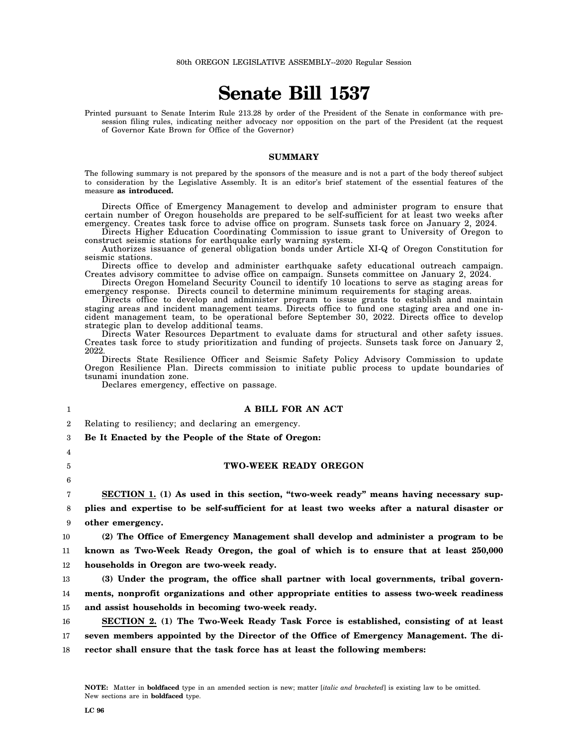80th OREGON LEGISLATIVE ASSEMBLY--2020 Regular Session

# Senate Bill 1537

Printed pursuant to Senate Interim Rule 213.28 by order of the President of the Senate in conformance with presession filing rules, indicating neither advocacy nor opposition on the part of the President (at the request of Governor Kate Brown for Office of the Governor)

## SUMMARY

The following summary is not prepared by the sponsors of the measure and is not a part of the body thereof subject to consideration by the Legislative Assembly. It is an editor's brief statement of the essential features of the measure **as introduced.**

Directs Office of Emergency Management to develop and administer program to ensure that certain number of Oregon households are prepared to be self-sufficient for at least two weeks after emergency. Creates task force to advise office on program. Sunsets task force on January 2, 2024.

Directs Higher Education Coordinating Commission to issue grant to University of Oregon to construct seismic stations for earthquake early warning system.

Authorizes issuance of general obligation bonds under Article XI-Q of Oregon Constitution for seismic stations.

Directs office to develop and administer earthquake safety educational outreach campaign. Creates advisory committee to advise office on campaign. Sunsets committee on January 2, 2024.

Directs Oregon Homeland Security Council to identify 10 locations to serve as staging areas for emergency response. Directs council to determine minimum requirements for staging areas.

Directs office to develop and administer program to issue grants to establish and maintain staging areas and incident management teams. Directs office to fund one staging area and one incident management team, to be operational before September 30, 2022. Directs office to develop strategic plan to develop additional teams.

Directs Water Resources Department to evaluate dams for structural and other safety issues. Creates task force to study prioritization and funding of projects. Sunsets task force on January 2, 2022.

Directs State Resilience Officer and Seismic Safety Policy Advisory Commission to update Oregon Resilience Plan. Directs commission to initiate public process to update boundaries of tsunami inundation zone.

Declares emergency, effective on passage.

**A BILL FOR AN ACT**

Relating to resiliency; and declaring an emergency.

**Be It Enacted by the People of the State of Oregon:**

**TWO-WEEK READY OREGON**

**SECTION 1. (1) As used in this section, "two-week ready" means having necessary supplies and expertise to be self-sufficient for at least two weeks after a natural disaster or other emergency.**

**(2) The Office of Emergency Management shall develop and administer a program to be known as Two-Week Ready Oregon, the goal of which is to ensure that at least 250,000 households in Oregon are two-week ready.**

**(3) Under the program, the office shall partner with local governments, tribal governments, nonprofit organizations and other appropriate entities to assess two-week readiness and assist households in becoming two-week ready.**

**SECTION 2. (1) The Two-Week Ready Task Force is established, consisting of at least seven members appointed by the Director of the Office of Emergency Management. The director shall ensure that the task force has at least the following members:**

NOTE: Matter in **boldfaced** type in an amended section is new; matter [*italic and bracketed*] is existing law to be omitted. New sections are in **boldfaced** type.

LC 96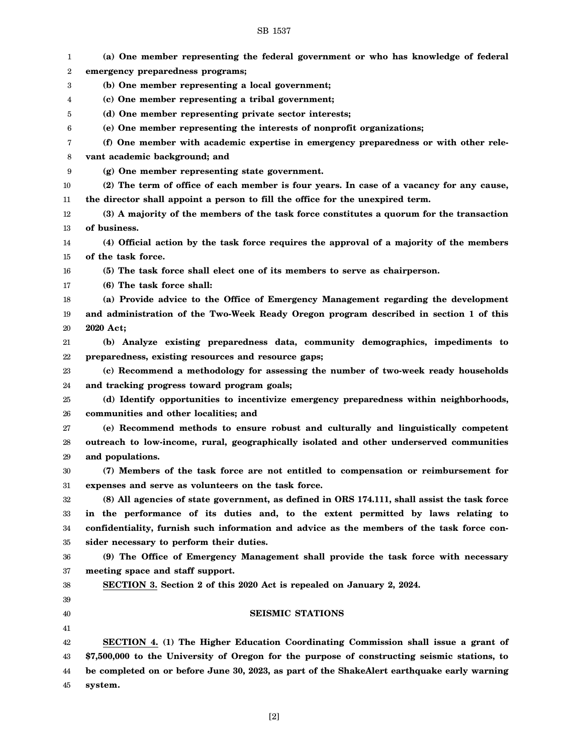**(a) One member representing the federal government or who has knowledge of federal emergency preparedness programs;**

**(b) One member representing a local government;**

**(c) One member representing a tribal government;**

**(d) One member representing private sector interests;**

**(e) One member representing the interests of nonprofit organizations;**

**(f) One member with academic expertise in emergency preparedness or with other relevant academic background; and**

**(g) One member representing state government.**

**(2) The term of office of each member is four years. In case of a vacancy for any cause, the director shall appoint a person to fill the office for the unexpired term.**

**(3) A majority of the members of the task force constitutes a quorum for the transaction of business.**

**(4) Official action by the task force requires the approval of a majority of the members of the task force.**

**(5) The task force shall elect one of its members to serve as chairperson.**

**(6) The task force shall:**

**(a) Provide advice to the Office of Emergency Management regarding the development and administration of the Two-Week Ready Oregon program described in section 1 of this 2020 Act;**

**(b) Analyze existing preparedness data, community demographics, impediments to preparedness, existing resources and resource gaps;**

**(c) Recommend a methodology for assessing the number of two-week ready households and tracking progress toward program goals;**

**(d) Identify opportunities to incentivize emergency preparedness within neighborhoods, communities and other localities; and**

**(e) Recommend methods to ensure robust and culturally and linguistically competent outreach to low-income, rural, geographically isolated and other underserved communities and populations.**

**(7) Members of the task force are not entitled to compensation or reimbursement for expenses and serve as volunteers on the task force.**

**(8) All agencies of state government, as defined in ORS 174.111, shall assist the task force in the performance of its duties and, to the extent permitted by laws relating to confidentiality, furnish such information and advice as the members of the task force consider necessary to perform their duties.**

**(9) The Office of Emergency Management shall provide the task force with necessary meeting space and staff support.**

**SECTION 3. Section 2 of this 2020 Act is repealed on January 2, 2024.**

**SEISMIC STATIONS**

**SECTION 4. (1) The Higher Education Coordinating Commission shall issue a grant of $7,500,000 to the University of Oregon for the purpose of constructing seismic stations, to be completed on or before June 30, 2023, as part of the ShakeAlert earthquake early warning system.**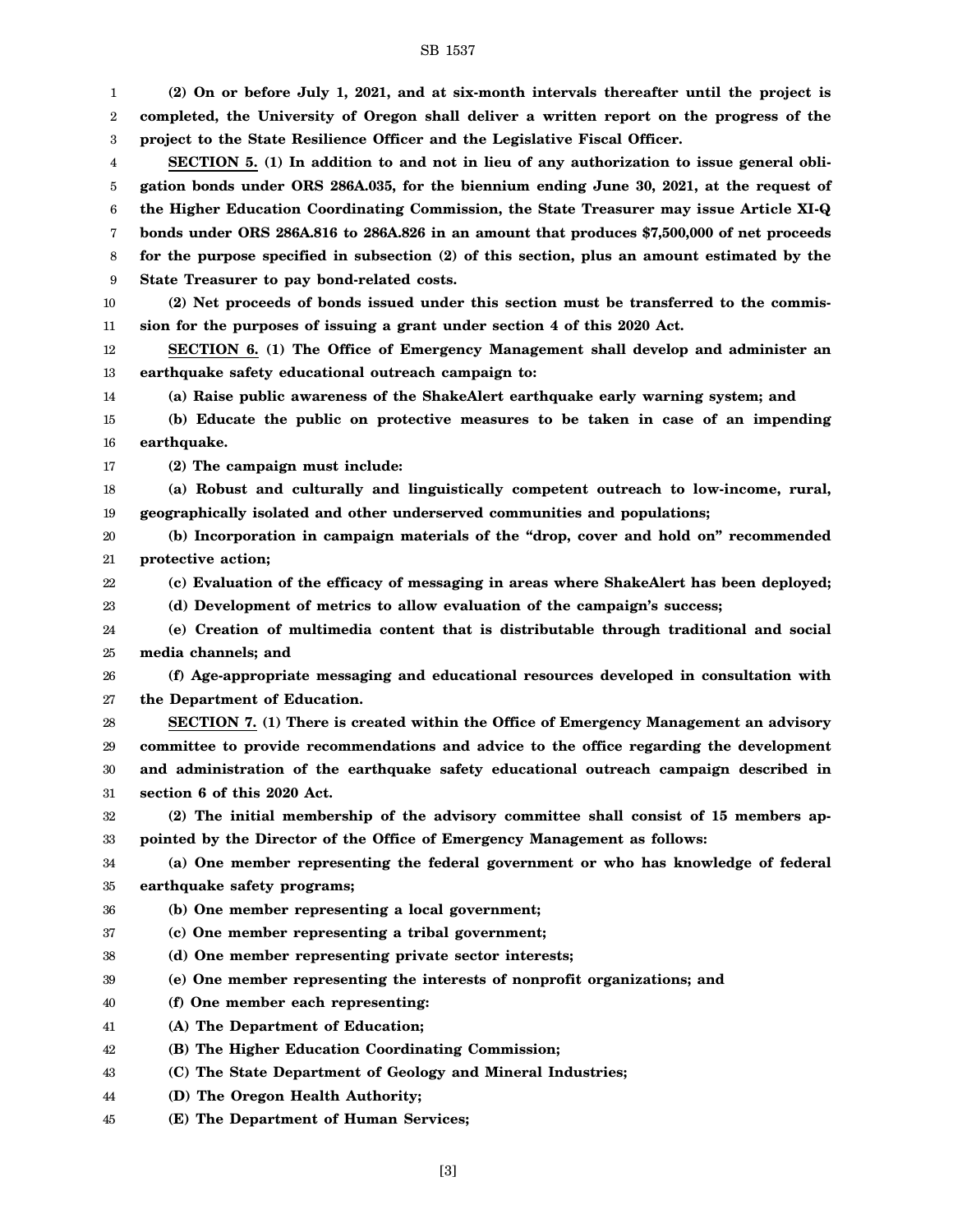**(2) On or before July 1, 2021, and at six-month intervals thereafter until the project is completed, the University of Oregon shall deliver a written report on the progress of the project to the State Resilience Officer and the Legislative Fiscal Officer.**

**SECTION 5. (1) In addition to and not in lieu of any authorization to issue general obligation bonds under ORS 286A.035, for the biennium ending June 30, 2021, at the request of the Higher Education Coordinating Commission, the State Treasurer may issue Article XI-Q bonds under ORS 286A.816 to 286A.826 in an amount that produces $7,500,000 of net proceeds for the purpose specified in subsection (2) of this section, plus an amount estimated by the State Treasurer to pay bond-related costs.**

**(2) Net proceeds of bonds issued under this section must be transferred to the commission for the purposes of issuing a grant under section 4 of this 2020 Act.**

**SECTION 6. (1) The Office of Emergency Management shall develop and administer an earthquake safety educational outreach campaign to:**

**(a) Raise public awareness of the ShakeAlert earthquake early warning system; and**

**(b) Educate the public on protective measures to be taken in case of an impending earthquake.**

**(2) The campaign must include:**

**(a) Robust and culturally and linguistically competent outreach to low-income, rural, geographically isolated and other underserved communities and populations;**

**(b) Incorporation in campaign materials of the "drop, cover and hold on" recommended protective action;**

**(c) Evaluation of the efficacy of messaging in areas where ShakeAlert has been deployed;**

**(d) Development of metrics to allow evaluation of the campaign's success;**

**(e) Creation of multimedia content that is distributable through traditional and social media channels; and**

**(f) Age-appropriate messaging and educational resources developed in consultation with the Department of Education.**

**SECTION 7. (1) There is created within the Office of Emergency Management an advisory committee to provide recommendations and advice to the office regarding the development and administration of the earthquake safety educational outreach campaign described in section 6 of this 2020 Act.**

**(2) The initial membership of the advisory committee shall consist of 15 members appointed by the Director of the Office of Emergency Management as follows:**

**(a) One member representing the federal government or who has knowledge of federal earthquake safety programs;**

**(b) One member representing a local government;**

**(c) One member representing a tribal government;**

**(d) One member representing private sector interests;**

**(e) One member representing the interests of nonprofit organizations; and**

**(f) One member each representing:**

**(A) The Department of Education;**

**(B) The Higher Education Coordinating Commission;**

**(C) The State Department of Geology and Mineral Industries;**

**(D) The Oregon Health Authority;**

**(E) The Department of Human Services;**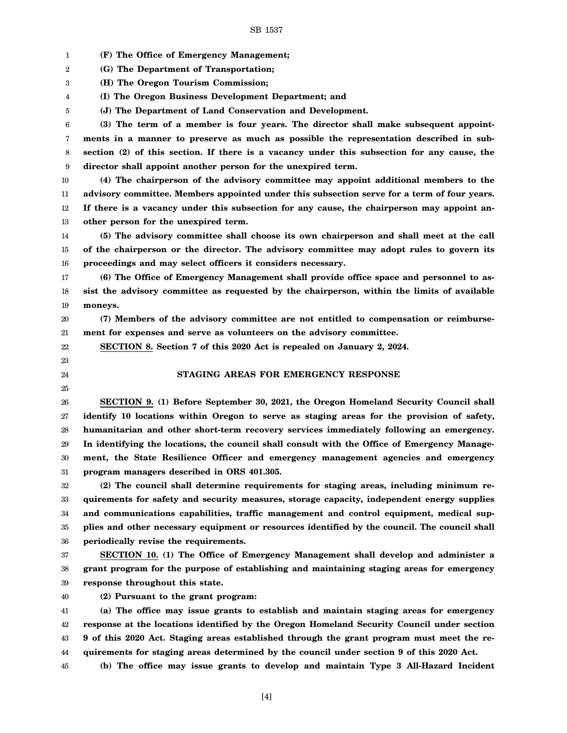**(F) The Office of Emergency Management;**

**(G) The Department of Transportation;**

**(H) The Oregon Tourism Commission;**

**(I) The Oregon Business Development Department; and**

**(J) The Department of Land Conservation and Development.**

**(3) The term of a member is four years. The director shall make subsequent appointments in a manner to preserve as much as possible the representation described in subsection (2) of this section. If there is a vacancy under this subsection for any cause, the director shall appoint another person for the unexpired term.**

**(4) The chairperson of the advisory committee may appoint additional members to the advisory committee. Members appointed under this subsection serve for a term of four years. If there is a vacancy under this subsection for any cause, the chairperson may appoint another person for the unexpired term.**

**(5) The advisory committee shall choose its own chairperson and shall meet at the call of the chairperson or the director. The advisory committee may adopt rules to govern its proceedings and may select officers it considers necessary.**

**(6) The Office of Emergency Management shall provide office space and personnel to assist the advisory committee as requested by the chairperson, within the limits of available moneys.**

**(7) Members of the advisory committee are not entitled to compensation or reimbursement for expenses and serve as volunteers on the advisory committee.**

**SECTION 8. Section 7 of this 2020 Act is repealed on January 2, 2024.**

## STAGING AREAS FOR EMERGENCY RESPONSE

**SECTION 9. (1) Before September 30, 2021, the Oregon Homeland Security Council shall identify 10 locations within Oregon to serve as staging areas for the provision of safety, humanitarian and other short-term recovery services immediately following an emergency. In identifying the locations, the council shall consult with the Office of Emergency Management, the State Resilience Officer and emergency management agencies and emergency program managers described in ORS 401.305.**

**(2) The council shall determine requirements for staging areas, including minimum requirements for safety and security measures, storage capacity, independent energy supplies and communications capabilities, traffic management and control equipment, medical supplies and other necessary equipment or resources identified by the council. The council shall periodically revise the requirements.**

**SECTION 10. (1) The Office of Emergency Management shall develop and administer a grant program for the purpose of establishing and maintaining staging areas for emergency response throughout this state.**

**(2) Pursuant to the grant program:**

**(a) The office may issue grants to establish and maintain staging areas for emergency response at the locations identified by the Oregon Homeland Security Council under section 9 of this 2020 Act. Staging areas established through the grant program must meet the requirements for staging areas determined by the council under section 9 of this 2020 Act.**

**(b) The office may issue grants to develop and maintain Type 3 All-Hazard Incident**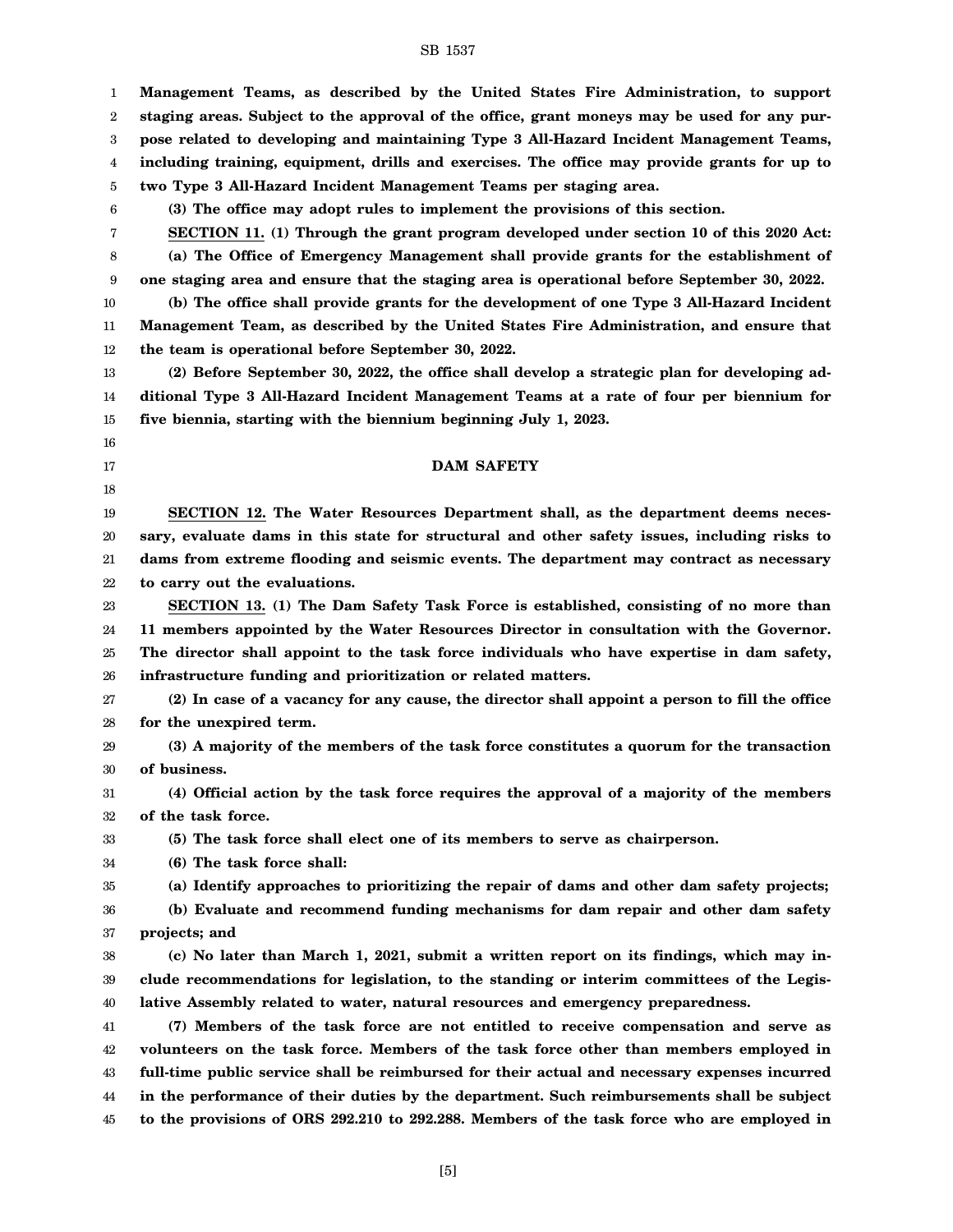**Management Teams, as described by the United States Fire Administration, to support staging areas. Subject to the approval of the office, grant moneys may be used for any purpose related to developing and maintaining Type 3 All-Hazard Incident Management Teams, including training, equipment, drills and exercises. The office may provide grants for up to two Type 3 All-Hazard Incident Management Teams per staging area.**

**(3) The office may adopt rules to implement the provisions of this section.**

**SECTION 11. (1) Through the grant program developed under section 10 of this 2020 Act:**

**(a) The Office of Emergency Management shall provide grants for the establishment of one staging area and ensure that the staging area is operational before September 30, 2022.**

**(b) The office shall provide grants for the development of one Type 3 All-Hazard Incident Management Team, as described by the United States Fire Administration, and ensure that the team is operational before September 30, 2022.**

**(2) Before September 30, 2022, the office shall develop a strategic plan for developing additional Type 3 All-Hazard Incident Management Teams at a rate of four per biennium for five biennia, starting with the biennium beginning July 1, 2023.**

## DAM SAFETY

**SECTION 12. The Water Resources Department shall, as the department deems necessary, evaluate dams in this state for structural and other safety issues, including risks to dams from extreme flooding and seismic events. The department may contract as necessary to carry out the evaluations.**

**SECTION 13. (1) The Dam Safety Task Force is established, consisting of no more than 11 members appointed by the Water Resources Director in consultation with the Governor. The director shall appoint to the task force individuals who have expertise in dam safety, infrastructure funding and prioritization or related matters.**

**(2) In case of a vacancy for any cause, the director shall appoint a person to fill the office for the unexpired term.**

**(3) A majority of the members of the task force constitutes a quorum for the transaction of business.**

**(4) Official action by the task force requires the approval of a majority of the members of the task force.**

**(5) The task force shall elect one of its members to serve as chairperson.**

**(6) The task force shall:**

**(a) Identify approaches to prioritizing the repair of dams and other dam safety projects;**

**(b) Evaluate and recommend funding mechanisms for dam repair and other dam safety projects; and**

**(c) No later than March 1, 2021, submit a written report on its findings, which may include recommendations for legislation, to the standing or interim committees of the Legislative Assembly related to water, natural resources and emergency preparedness.**

**(7) Members of the task force are not entitled to receive compensation and serve as volunteers on the task force. Members of the task force other than members employed in full-time public service shall be reimbursed for their actual and necessary expenses incurred in the performance of their duties by the department. Such reimbursements shall be subject to the provisions of ORS 292.210 to 292.288. Members of the task force who are employed in**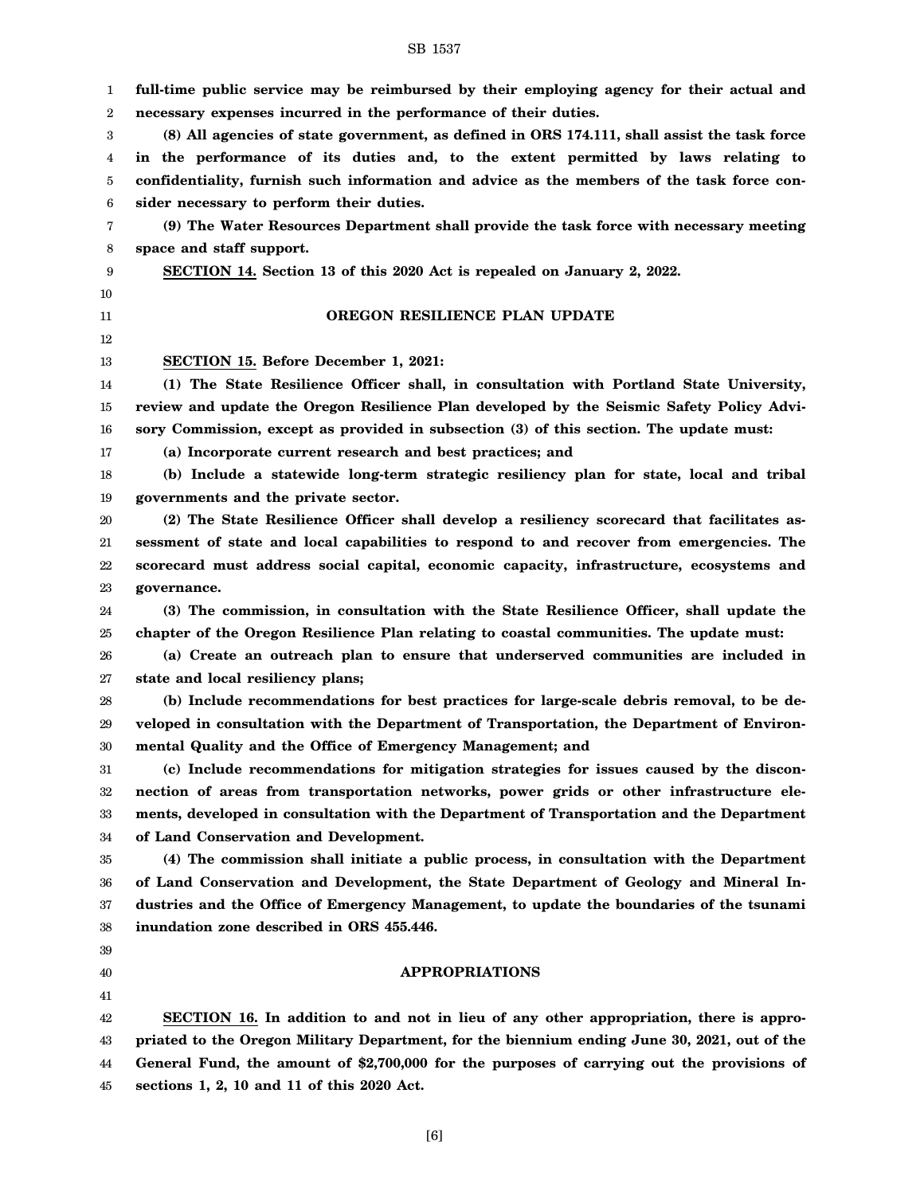**full-time public service may be reimbursed by their employing agency for their actual and necessary expenses incurred in the performance of their duties.**

**(8) All agencies of state government, as defined in ORS 174.111, shall assist the task force in the performance of its duties and, to the extent permitted by laws relating to confidentiality, furnish such information and advice as the members of the task force consider necessary to perform their duties.**

**(9) The Water Resources Department shall provide the task force with necessary meeting space and staff support.**

**SECTION 14. Section 13 of this 2020 Act is repealed on January 2, 2022.**

**OREGON RESILIENCE PLAN UPDATE**

**SECTION 15. Before December 1, 2021:**

**(1) The State Resilience Officer shall, in consultation with Portland State University, review and update the Oregon Resilience Plan developed by the Seismic Safety Policy Advisory Commission, except as provided in subsection (3) of this section. The update must:**

**(a) Incorporate current research and best practices; and**

**(b) Include a statewide long-term strategic resiliency plan for state, local and tribal governments and the private sector.**

**(2) The State Resilience Officer shall develop a resiliency scorecard that facilitates assessment of state and local capabilities to respond to and recover from emergencies. The scorecard must address social capital, economic capacity, infrastructure, ecosystems and governance.**

**(3) The commission, in consultation with the State Resilience Officer, shall update the chapter of the Oregon Resilience Plan relating to coastal communities. The update must:**

**(a) Create an outreach plan to ensure that underserved communities are included in state and local resiliency plans;**

**(b) Include recommendations for best practices for large-scale debris removal, to be developed in consultation with the Department of Transportation, the Department of Environmental Quality and the Office of Emergency Management; and**

**(c) Include recommendations for mitigation strategies for issues caused by the disconnection of areas from transportation networks, power grids or other infrastructure elements, developed in consultation with the Department of Transportation and the Department of Land Conservation and Development.**

**(4) The commission shall initiate a public process, in consultation with the Department of Land Conservation and Development, the State Department of Geology and Mineral Industries and the Office of Emergency Management, to update the boundaries of the tsunami inundation zone described in ORS 455.446.**

**APPROPRIATIONS**

**SECTION 16. In addition to and not in lieu of any other appropriation, there is appropriated to the Oregon Military Department, for the biennium ending June 30, 2021, out of the General Fund, the amount of $2,700,000 for the purposes of carrying out the provisions of sections 1, 2, 10 and 11 of this 2020 Act.**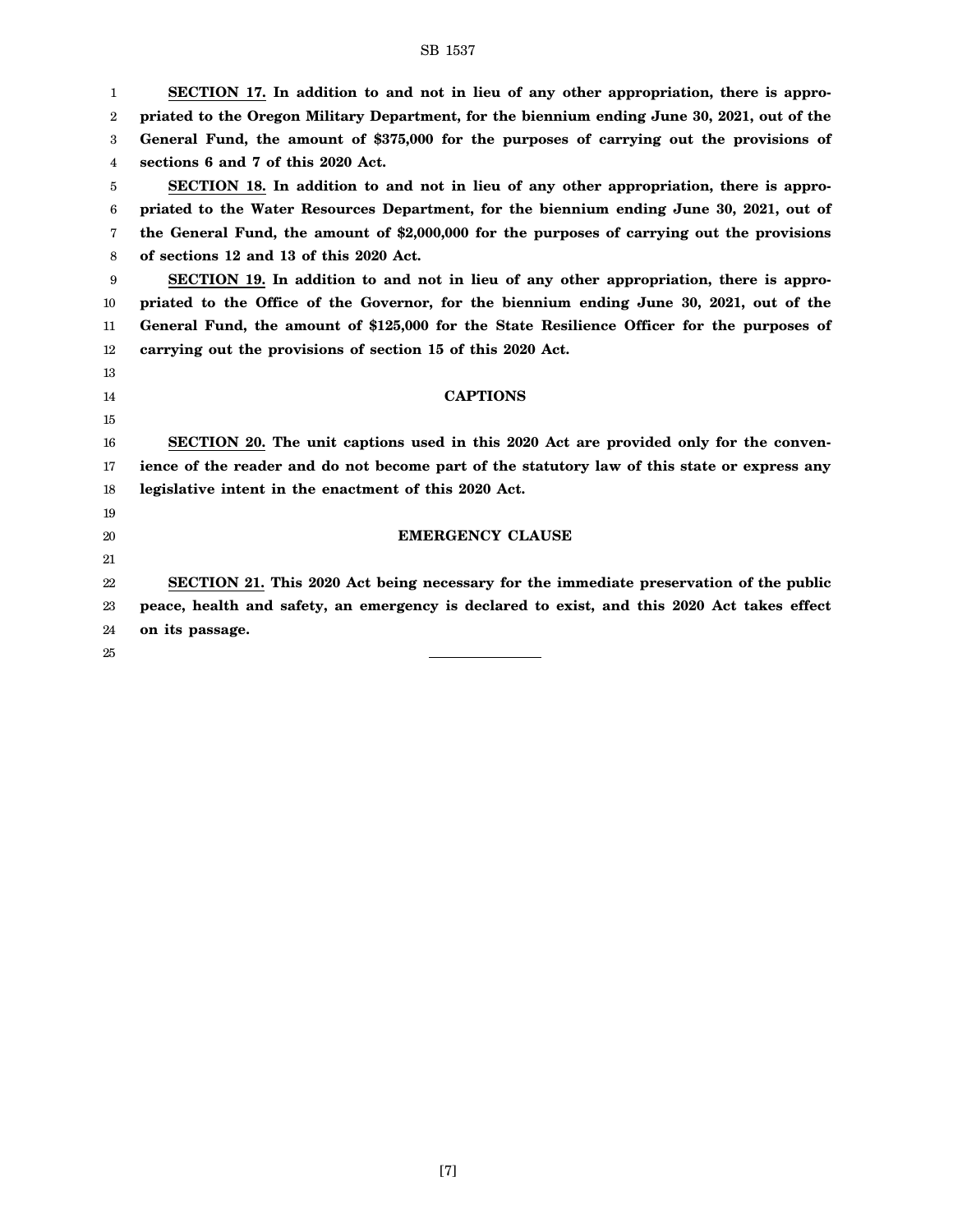**SECTION 17. In addition to and not in lieu of any other appropriation, there is appropriated to the Oregon Military Department, for the biennium ending June 30, 2021, out of the General Fund, the amount of $375,000 for the purposes of carrying out the provisions of sections 6 and 7 of this 2020 Act.**

**SECTION 18. In addition to and not in lieu of any other appropriation, there is appropriated to the Water Resources Department, for the biennium ending June 30, 2021, out of the General Fund, the amount of $2,000,000 for the purposes of carrying out the provisions of sections 12 and 13 of this 2020 Act.**

**SECTION 19. In addition to and not in lieu of any other appropriation, there is appropriated to the Office of the Governor, for the biennium ending June 30, 2021, out of the General Fund, the amount of $125,000 for the State Resilience Officer for the purposes of carrying out the provisions of section 15 of this 2020 Act.**

## CAPTIONS

**SECTION 20. The unit captions used in this 2020 Act are provided only for the convenience of the reader and do not become part of the statutory law of this state or express any legislative intent in the enactment of this 2020 Act.**

## EMERGENCY CLAUSE

**SECTION 21. This 2020 Act being necessary for the immediate preservation of the public peace, health and safety, an emergency is declared to exist, and this 2020 Act takes effect on its passage.**